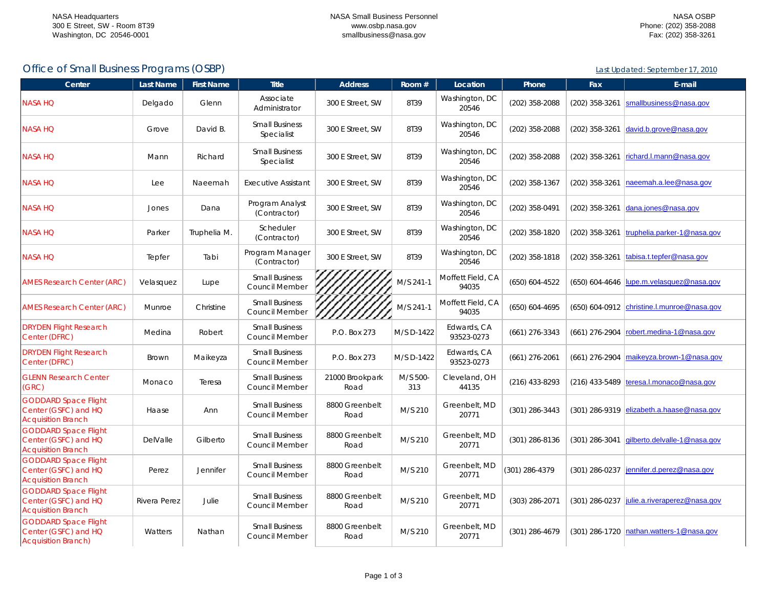NASA Headquarters
300 E Street, SW - Room 8T39
Washington, DC 20546-0001

NASA Small Business Personnel
www.osbp.nasa.gov
smallbusiness@nasa.gov

NASA OSBP
Phone: (202) 358-2088
Fax: (202) 358-3261

## Office of Small Business Programs (OSBP)

Last Updated: September 17, 2010

| Center | Last Name | First Name | Title | Address | Room # | Location | Phone | Fax | E-mail |
|---|---|---|---|---|---|---|---|---|---|
| NASA HQ | Delgado | Glenn | Associate Administrator | 300 E Street, SW | 8T39 | Washington, DC 20546 | (202) 358-2088 | (202) 358-3261 | smallbusiness@nasa.gov |
| NASA HQ | Grove | David B. | Small Business Specialist | 300 E Street, SW | 8T39 | Washington, DC 20546 | (202) 358-2088 | (202) 358-3261 | david.b.grove@nasa.gov |
| NASA HQ | Mann | Richard | Small Business Specialist | 300 E Street, SW | 8T39 | Washington, DC 20546 | (202) 358-2088 | (202) 358-3261 | richard.l.mann@nasa.gov |
| NASA HQ | Lee | Naeemah | Executive Assistant | 300 E Street, SW | 8T39 | Washington, DC 20546 | (202) 358-1367 | (202) 358-3261 | naeemah.a.lee@nasa.gov |
| NASA HQ | Jones | Dana | Program Analyst (Contractor) | 300 E Street, SW | 8T39 | Washington, DC 20546 | (202) 358-0491 | (202) 358-3261 | dana.jones@nasa.gov |
| NASA HQ | Parker | Truphelia M. | Scheduler (Contractor) | 300 E Street, SW | 8T39 | Washington, DC 20546 | (202) 358-1820 | (202) 358-3261 | truphelia.parker-1@nasa.gov |
| NASA HQ | Tepfer | Tabi | Program Manager (Contractor) | 300 E Street, SW | 8T39 | Washington, DC 20546 | (202) 358-1818 | (202) 358-3261 | tabisa.t.tepfer@nasa.gov |
| AMES Research Center (ARC) | Velasquez | Lupe | Small Business Council Member | | M/S 241-1 | Moffett Field, CA 94035 | (650) 604-4522 | (650) 604-4646 | lupe.m.velasquez@nasa.gov |
| AMES Research Center (ARC) | Munroe | Christine | Small Business Council Member | | M/S 241-1 | Moffett Field, CA 94035 | (650) 604-4695 | (650) 604-0912 | christine.l.munroe@nasa.gov |
| DRYDEN Flight Research Center (DFRC) | Medina | Robert | Small Business Council Member | P.O. Box 273 | M/S D-1422 | Edwards, CA 93523-0273 | (661) 276-3343 | (661) 276-2904 | robert.medina-1@nasa.gov |
| DRYDEN Flight Research Center (DFRC) | Brown | Maikeyza | Small Business Council Member | P.O. Box 273 | M/S D-1422 | Edwards, CA 93523-0273 | (661) 276-2061 | (661) 276-2904 | maikeyza.brown-1@nasa.gov |
| GLENN Research Center (GRC) | Monaco | Teresa | Small Business Council Member | 21000 Brookpark Road | M/S 500-313 | Cleveland, OH 44135 | (216) 433-8293 | (216) 433-5489 | teresa.l.monaco@nasa.gov |
| GODDARD Space Flight Center (GSFC) and HQ Acquisition Branch | Haase | Ann | Small Business Council Member | 8800 Greenbelt Road | M/S 210 | Greenbelt, MD 20771 | (301) 286-3443 | (301) 286-9319 | elizabeth.a.haase@nasa.gov |
| GODDARD Space Flight Center (GSFC) and HQ Acquisition Branch | DelValle | Gilberto | Small Business Council Member | 8800 Greenbelt Road | M/S 210 | Greenbelt, MD 20771 | (301) 286-8136 | (301) 286-3041 | gilberto.delvalle-1@nasa.gov |
| GODDARD Space Flight Center (GSFC) and HQ Acquisition Branch | Perez | Jennifer | Small Business Council Member | 8800 Greenbelt Road | M/S 210 | Greenbelt, MD 20771 | (301) 286-4379 | (301) 286-0237 | jennifer.d.perez@nasa.gov |
| GODDARD Space Flight Center (GSFC) and HQ Acquisition Branch | Rivera Perez | Julie | Small Business Council Member | 8800 Greenbelt Road | M/S 210 | Greenbelt, MD 20771 | (303) 286-2071 | (301) 286-0237 | julie.a.riveraperez@nasa.gov |
| GODDARD Space Flight Center (GSFC) and HQ Acquisition Branch) | Watters | Nathan | Small Business Council Member | 8800 Greenbelt Road | M/S 210 | Greenbelt, MD 20771 | (301) 286-4679 | (301) 286-1720 | nathan.watters-1@nasa.gov |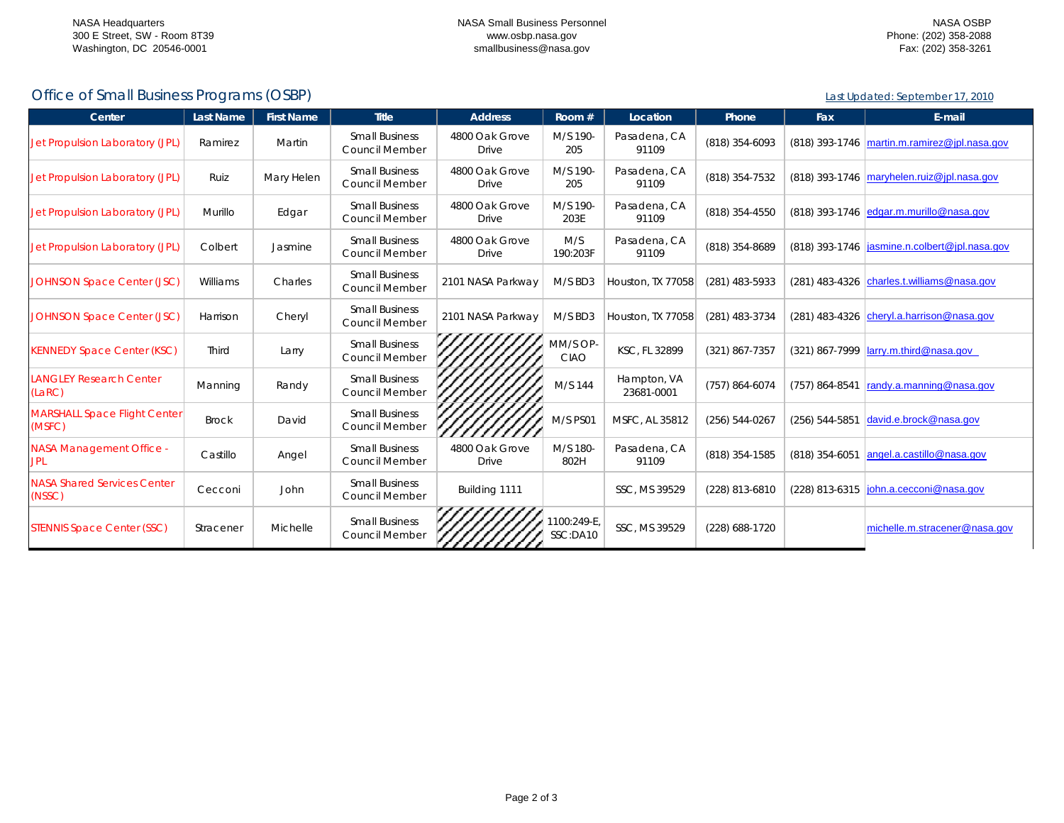NASA Headquarters
300 E Street, SW - Room 8T39
Washington, DC 20546-0001

NASA Small Business Personnel
www.osbp.nasa.gov
smallbusiness@nasa.gov

NASA OSBP
Phone: (202) 358-2088
Fax: (202) 358-3261

## Office of Small Business Programs (OSBP)

Last Updated: September 17, 2010

| Center | Last Name | First Name | Title | Address | Room # | Location | Phone | Fax | E-mail |
|---|---|---|---|---|---|---|---|---|---|
| Jet Propulsion Laboratory (JPL) | Ramirez | Martin | Small Business Council Member | 4800 Oak Grove Drive | M/S 190-205 | Pasadena, CA 91109 | (818) 354-6093 | (818) 393-1746 | martin.m.ramirez@jpl.nasa.gov |
| Jet Propulsion Laboratory (JPL) | Ruiz | Mary Helen | Small Business Council Member | 4800 Oak Grove Drive | M/S 190-205 | Pasadena, CA 91109 | (818) 354-7532 | (818) 393-1746 | maryhelen.ruiz@jpl.nasa.gov |
| Jet Propulsion Laboratory (JPL) | Murillo | Edgar | Small Business Council Member | 4800 Oak Grove Drive | M/S 190-203E | Pasadena, CA 91109 | (818) 354-4550 | (818) 393-1746 | edgar.m.murillo@nasa.gov |
| Jet Propulsion Laboratory (JPL) | Colbert | Jasmine | Small Business Council Member | 4800 Oak Grove Drive | M/S 190:203F | Pasadena, CA 91109 | (818) 354-8689 | (818) 393-1746 | jasmine.n.colbert@jpl.nasa.gov |
| JOHNSON Space Center (JSC) | Williams | Charles | Small Business Council Member | 2101 NASA Parkway | M/S BD3 | Houston, TX 77058 | (281) 483-5933 | (281) 483-4326 | charles.t.williams@nasa.gov |
| JOHNSON Space Center (JSC) | Harrison | Cheryl | Small Business Council Member | 2101 NASA Parkway | M/S BD3 | Houston, TX 77058 | (281) 483-3734 | (281) 483-4326 | cheryl.a.harrison@nasa.gov |
| KENNEDY Space Center (KSC) | Third | Larry | Small Business Council Member | | MM/SOP-CIAO | KSC, FL 32899 | (321) 867-7357 | (321) 867-7999 | larry.m.third@nasa.gov |
| LANGLEY Research Center (LaRC) | Manning | Randy | Small Business Council Member | | M/S 144 | Hampton, VA 23681-0001 | (757) 864-6074 | (757) 864-8541 | randy.a.manning@nasa.gov |
| MARSHALL Space Flight Center (MSFC) | Brock | David | Small Business Council Member | | M/S PS01 | MSFC, AL 35812 | (256) 544-0267 | (256) 544-5851 | david.e.brock@nasa.gov |
| NASA Management Office - JPL | Castillo | Angel | Small Business Council Member | 4800 Oak Grove Drive | M/S 180-802H | Pasadena, CA 91109 | (818) 354-1585 | (818) 354-6051 | angel.a.castillo@nasa.gov |
| NASA Shared Services Center (NSSC) | Cecconi | John | Small Business Council Member | Building 1111 | | SSC, MS 39529 | (228) 813-6810 | (228) 813-6315 | john.a.cecconi@nasa.gov |
| STENNIS Space Center (SSC) | Stracener | Michelle | Small Business Council Member | | 1100:249-E, SSC:DA10 | SSC, MS 39529 | (228) 688-1720 | | michelle.m.stracener@nasa.gov |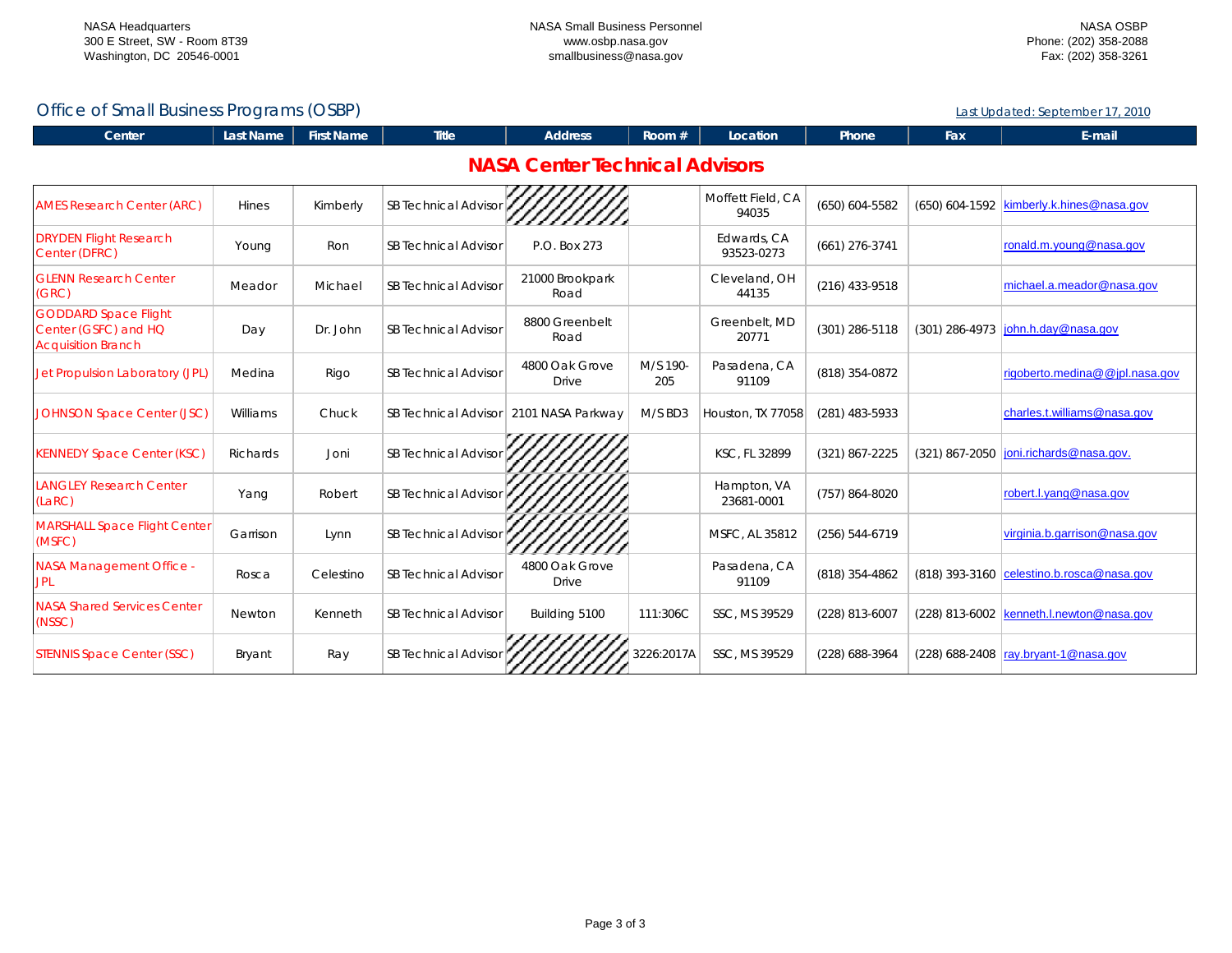NASA Headquarters
300 E Street, SW - Room 8T39
Washington, DC 20546-0001

NASA Small Business Personnel
www.osbp.nasa.gov
smallbusiness@nasa.gov

NASA OSBP
Phone: (202) 358-2088
Fax: (202) 358-3261

## Office of Small Business Programs (OSBP)

Last Updated: September 17, 2010

### NASA Center Technical Advisors

| Center | Last Name | First Name | Title | Address | Room # | Location | Phone | Fax | E-mail |
|---|---|---|---|---|---|---|---|---|---|
| AMES Research Center (ARC) | Hines | Kimberly | SB Technical Advisor | | | Moffett Field, CA 94035 | (650) 604-5582 | (650) 604-1592 | kimberly.k.hines@nasa.gov |
| DRYDEN Flight Research Center (DFRC) | Young | Ron | SB Technical Advisor | P.O. Box 273 | | Edwards, CA 93523-0273 | (661) 276-3741 | | ronald.m.young@nasa.gov |
| GLENN Research Center (GRC) | Meador | Michael | SB Technical Advisor | 21000 Brookpark Road | | Cleveland, OH 44135 | (216) 433-9518 | | michael.a.meador@nasa.gov |
| GODDARD Space Flight Center (GSFC) and HQ Acquisition Branch | Day | Dr. John | SB Technical Advisor | 8800 Greenbelt Road | | Greenbelt, MD 20771 | (301) 286-5118 | (301) 286-4973 | john.h.day@nasa.gov |
| Jet Propulsion Laboratory (JPL) | Medina | Rigo | SB Technical Advisor | 4800 Oak Grove Drive | M/S 190-205 | Pasadena, CA 91109 | (818) 354-0872 | | rigoberto.medina@@jpl.nasa.gov |
| JOHNSON Space Center (JSC) | Williams | Chuck | SB Technical Advisor | 2101 NASA Parkway | M/S BD3 | Houston, TX 77058 | (281) 483-5933 | | charles.t.williams@nasa.gov |
| KENNEDY Space Center (KSC) | Richards | Joni | SB Technical Advisor | | | KSC, FL 32899 | (321) 867-2225 | (321) 867-2050 | joni.richards@nasa.gov. |
| LANGLEY Research Center (LaRC) | Yang | Robert | SB Technical Advisor | | | Hampton, VA 23681-0001 | (757) 864-8020 | | robert.l.yang@nasa.gov |
| MARSHALL Space Flight Center (MSFC) | Garrison | Lynn | SB Technical Advisor | | | MSFC, AL 35812 | (256) 544-6719 | | virginia.b.garrison@nasa.gov |
| NASA Management Office - JPL | Rosca | Celestino | SB Technical Advisor | 4800 Oak Grove Drive | | Pasadena, CA 91109 | (818) 354-4862 | (818) 393-3160 | celestino.b.rosca@nasa.gov |
| NASA Shared Services Center (NSSC) | Newton | Kenneth | SB Technical Advisor | Building 5100 | 111:306C | SSC, MS 39529 | (228) 813-6007 | (228) 813-6002 | kenneth.l.newton@nasa.gov |
| STENNIS Space Center (SSC) | Bryant | Ray | SB Technical Advisor | | 3226:2017A | SSC, MS 39529 | (228) 688-3964 | (228) 688-2408 | ray.bryant-1@nasa.gov |